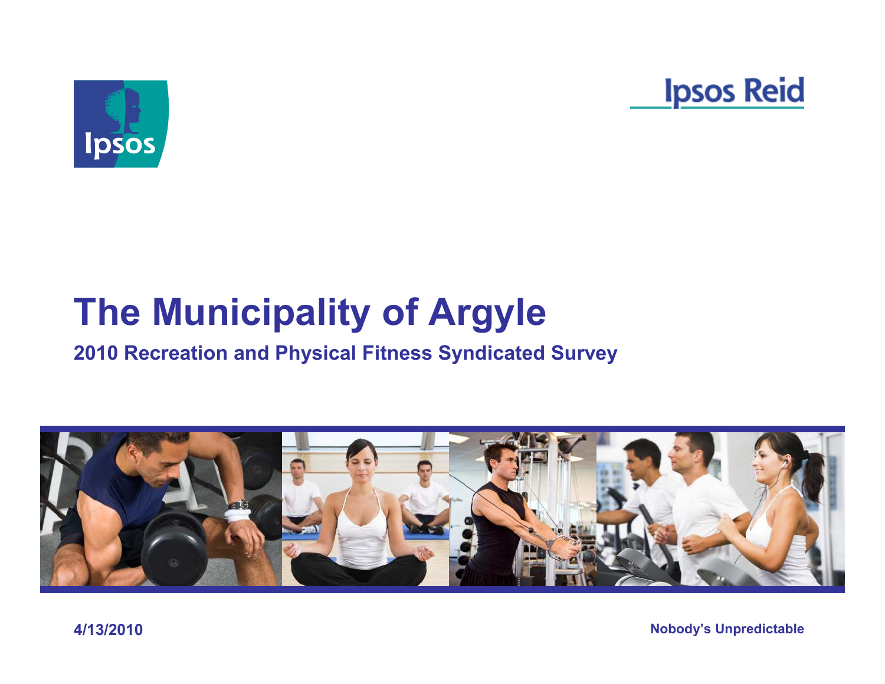# The Municipality of Argyle

## 2010 Recreation and Physical Fitness Syndicated Survey

4/13/2010

Nobody's Unpredictable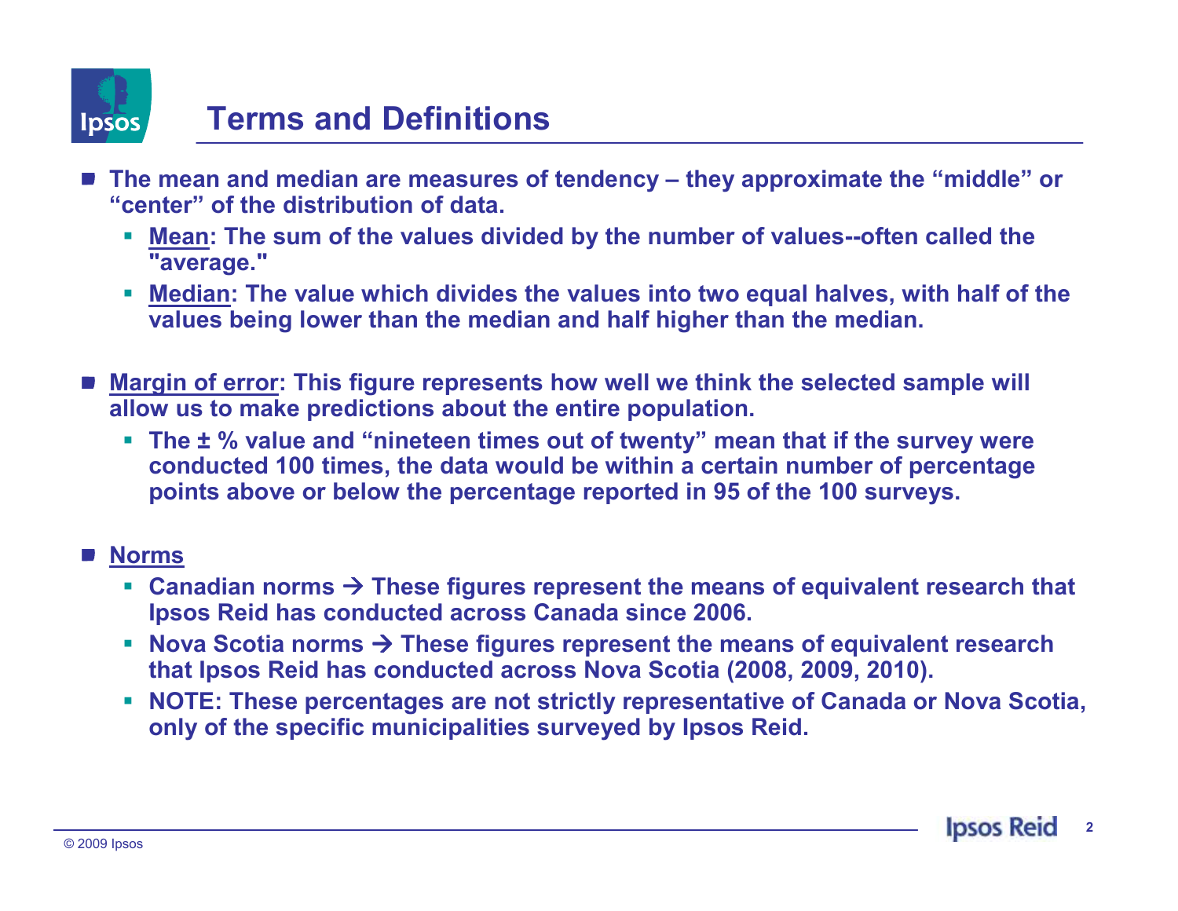# Terms and Definitions

- **The mean and median are measures of tendency – they approximate the "middle" or "center" of the distribution of data.**
  - **Mean: The sum of the values divided by the number of values--often called the "average."**
  - **Median: The value which divides the values into two equal halves, with half of the values being lower than the median and half higher than the median.**

- **Margin of error: This figure represents how well we think the selected sample will allow us to make predictions about the entire population.**
  - **The ± % value and "nineteen times out of twenty" mean that if the survey were conducted 100 times, the data would be within a certain number of percentage points above or below the percentage reported in 95 of the 100 surveys.**

- **Norms**
  - **Canadian norms → These figures represent the means of equivalent research that Ipsos Reid has conducted across Canada since 2006.**
  - **Nova Scotia norms → These figures represent the means of equivalent research that Ipsos Reid has conducted across Nova Scotia (2008, 2009, 2010).**
  - **NOTE: These percentages are not strictly representative of Canada or Nova Scotia, only of the specific municipalities surveyed by Ipsos Reid.**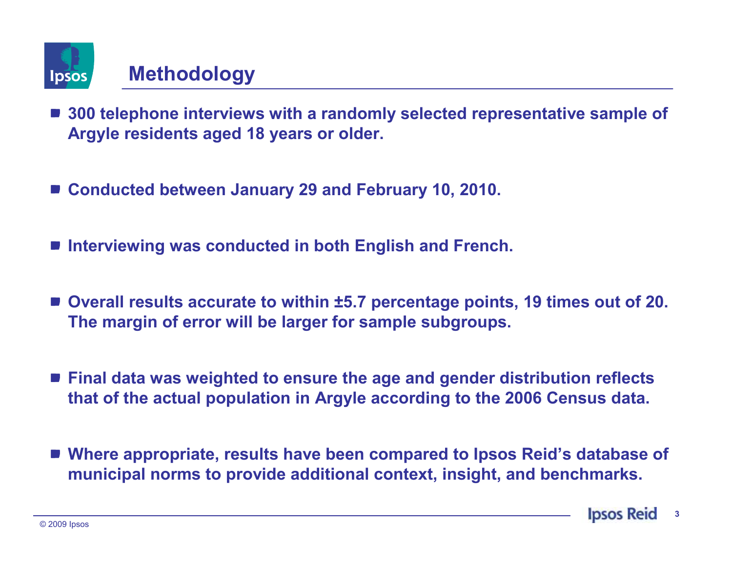# Methodology

- 300 telephone interviews with a randomly selected representative sample of Argyle residents aged 18 years or older.
- Conducted between January 29 and February 10, 2010.
- Interviewing was conducted in both English and French.
- Overall results accurate to within ±5.7 percentage points, 19 times out of 20. The margin of error will be larger for sample subgroups.
- Final data was weighted to ensure the age and gender distribution reflects that of the actual population in Argyle according to the 2006 Census data.
- Where appropriate, results have been compared to Ipsos Reid's database of municipal norms to provide additional context, insight, and benchmarks.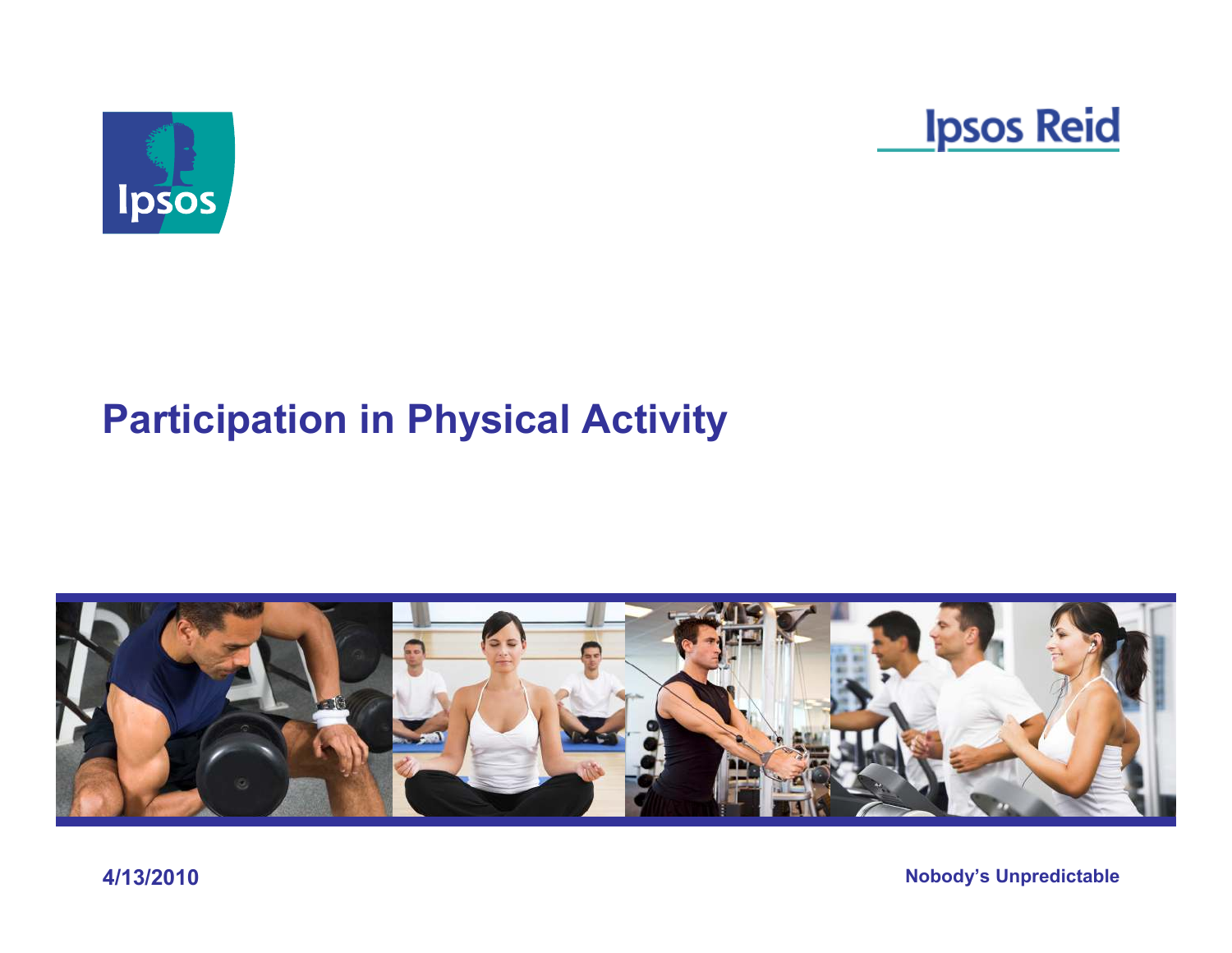# Participation in Physical Activity

4/13/2010

Nobody's Unpredictable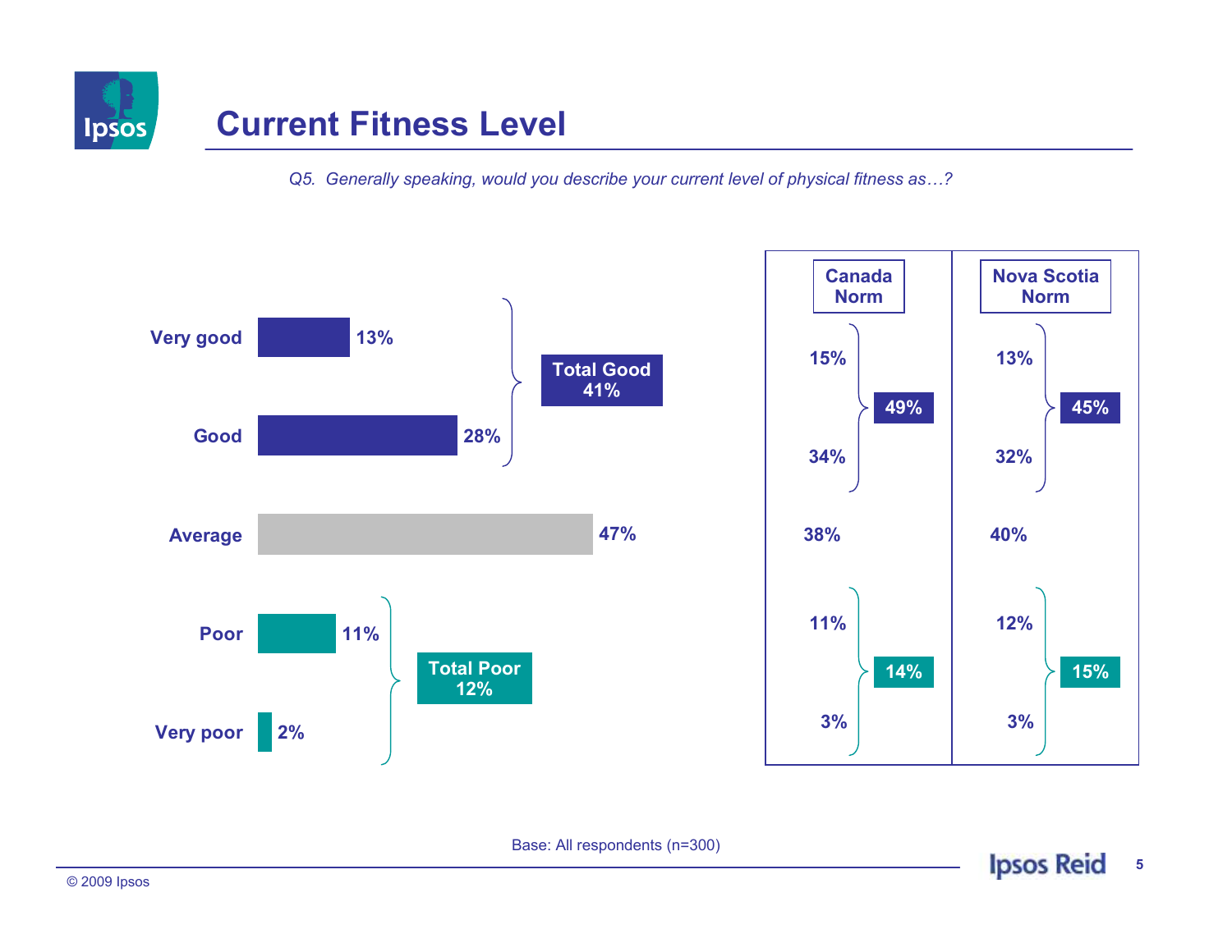# Current Fitness Level

*Q5. Generally speaking, would you describe your current level of physical fitness as…?*

| Response | Total | Canada Norm | Nova Scotia Norm |
|---|---|---|---|
| Very good | 13% | 15% | 13% |
| Good | 28% | 34% | 32% |
| **Total Good** | **41%** | **49%** | **45%** |
| Average | 47% | 38% | 40% |
| Poor | 11% | 11% | 12% |
| Very poor | 2% | 3% | 3% |
| **Total Poor** | **12%** | **14%** | **15%** |

Base: All respondents (n=300)

© 2009 Ipsos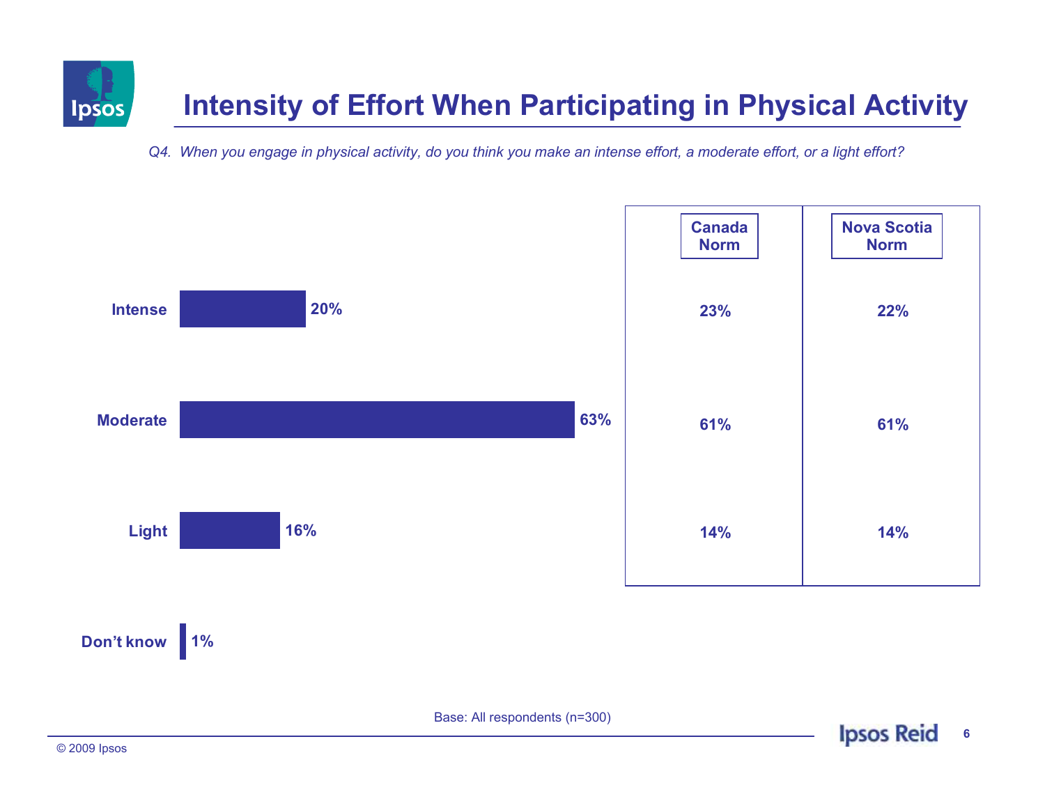# Intensity of Effort When Participating in Physical Activity

*Q4. When you engage in physical activity, do you think you make an intense effort, a moderate effort, or a light effort?*

| | Total | Canada Norm | Nova Scotia Norm |
|---|---|---|---|
| Intense | 20% | 23% | 22% |
| Moderate | 63% | 61% | 61% |
| Light | 16% | 14% | 14% |
| Don't know | 1% | | |

Base: All respondents (n=300)

© 2009 Ipsos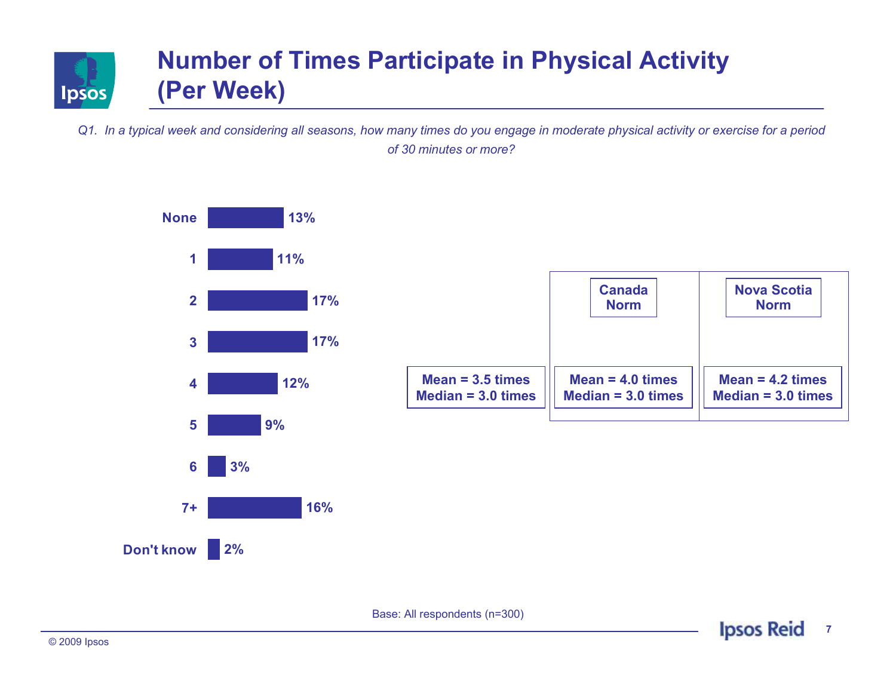# Number of Times Participate in Physical Activity (Per Week)

*Q1. In a typical week and considering all seasons, how many times do you engage in moderate physical activity or exercise for a period of 30 minutes or more?*

| Response | % |
|---|---|
| None | 13% |
| 1 | 11% |
| 2 | 17% |
| 3 | 17% |
| 4 | 12% |
| 5 | 9% |
| 6 | 3% |
| 7+ | 16% |
| Don't know | 2% |

| | | Canada Norm | Nova Scotia Norm |
|---|---|---|---|
| Mean | 3.5 times | 4.0 times | 4.2 times |
| Median | 3.0 times | 3.0 times | 3.0 times |

Base: All respondents (n=300)

© 2009 Ipsos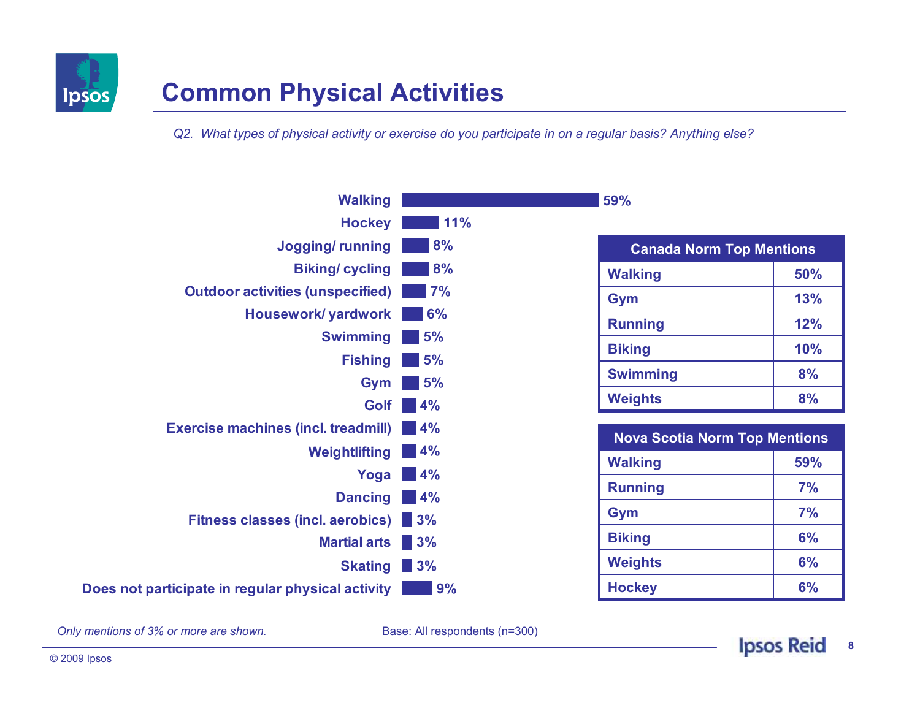# Common Physical Activities

*Q2. What types of physical activity or exercise do you participate in on a regular basis? Anything else?*

| Activity | % |
|---|---|
| Walking | 59% |
| Hockey | 11% |
| Jogging/ running | 8% |
| Biking/ cycling | 8% |
| Outdoor activities (unspecified) | 7% |
| Housework/ yardwork | 6% |
| Swimming | 5% |
| Fishing | 5% |
| Gym | 5% |
| Golf | 4% |
| Exercise machines (incl. treadmill) | 4% |
| Weightlifting | 4% |
| Yoga | 4% |
| Dancing | 4% |
| Fitness classes (incl. aerobics) | 3% |
| Martial arts | 3% |
| Skating | 3% |
| Does not participate in regular physical activity | 9% |

| Canada Norm Top Mentions | |
|---|---|
| Walking | 50% |
| Gym | 13% |
| Running | 12% |
| Biking | 10% |
| Swimming | 8% |
| Weights | 8% |

| Nova Scotia Norm Top Mentions | |
|---|---|
| Walking | 59% |
| Running | 7% |
| Gym | 7% |
| Biking | 6% |
| Weights | 6% |
| Hockey | 6% |

*Only mentions of 3% or more are shown.*

Base: All respondents (n=300)

© 2009 Ipsos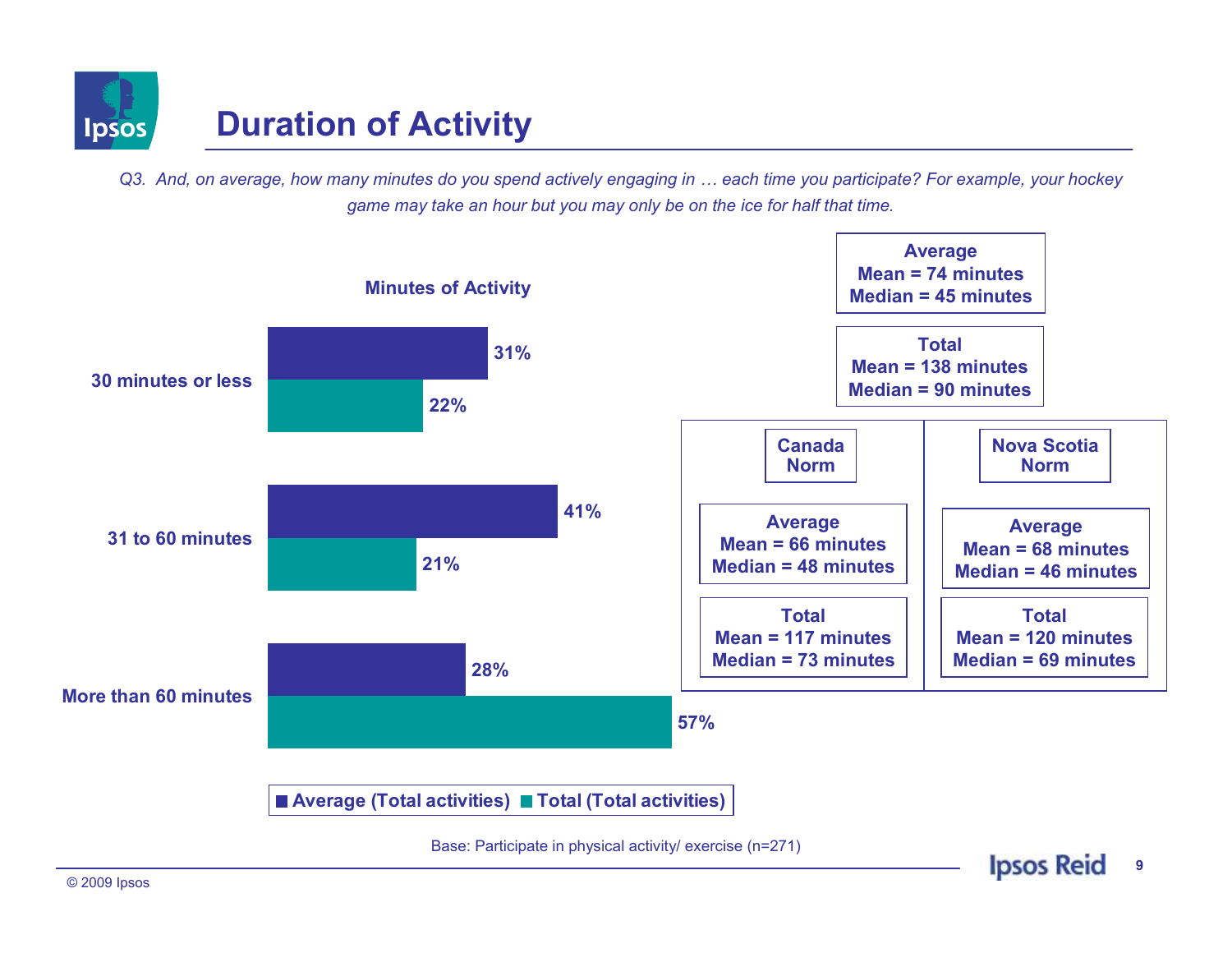# Duration of Activity

*Q3. And, on average, how many minutes do you spend actively engaging in … each time you participate? For example, your hockey game may take an hour but you may only be on the ice for half that time.*

**Minutes of Activity**

| | Average (Total activities) | Total (Total activities) |
|---|---|---|
| 30 minutes or less | 31% | 22% |
| 31 to 60 minutes | 41% | 21% |
| More than 60 minutes | 28% | 57% |

**Average**
Mean = 74 minutes
Median = 45 minutes

**Total**
Mean = 138 minutes
Median = 90 minutes

| | Canada Norm | Nova Scotia Norm |
|---|---|---|
| **Average** | Mean = 66 minutes<br>Median = 48 minutes | Mean = 68 minutes<br>Median = 46 minutes |
| **Total** | Mean = 117 minutes<br>Median = 73 minutes | Mean = 120 minutes<br>Median = 69 minutes |

Base: Participate in physical activity/ exercise (n=271)

© 2009 Ipsos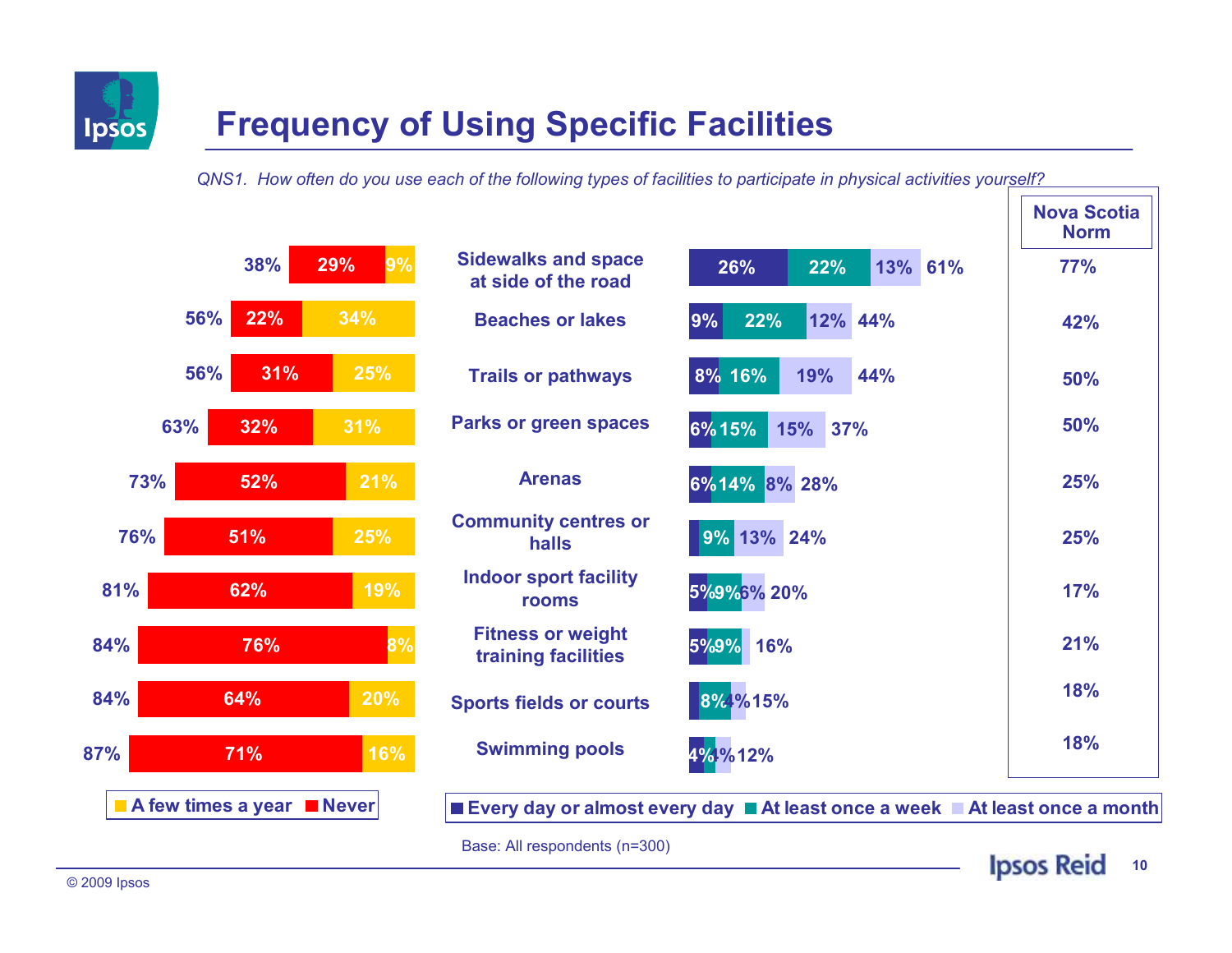# Frequency of Using Specific Facilities

*QNS1. How often do you use each of the following types of facilities to participate in physical activities yourself?*

| Total (Never + A few times a year) | Never | A few times a year | Facility | Every day or almost every day | At least once a week | At least once a month | Total | Nova Scotia Norm |
|---|---|---|---|---|---|---|---|---|
| 38% | 29% | 9% | Sidewalks and space at side of the road | 26% | 22% | 13% | 61% | 77% |
| 56% | 22% | 34% | Beaches or lakes | 9% | 22% | 12% | 44% | 42% |
| 56% | 31% | 25% | Trails or pathways | 8% | 16% | 19% | 44% | 50% |
| 63% | 32% | 31% | Parks or green spaces | 6% | 15% | 15% | 37% | 50% |
| 73% | 52% | 21% | Arenas | 6% | 14% | 8% | 28% | 25% |
| 76% | 51% | 25% | Community centres or halls | | 9% | 13% | 24% | 25% |
| 81% | 62% | 19% | Indoor sport facility rooms | 5% | 9% | 6% | 20% | 17% |
| 84% | 76% | 8% | Fitness or weight training facilities | 5% | 9% | | 16% | 21% |
| 84% | 64% | 20% | Sports fields or courts | | 8% | 4% | 15% | 18% |
| 87% | 71% | 16% | Swimming pools | 4% | | 4% | 12% | 18% |

Base: All respondents (n=300)

© 2009 Ipsos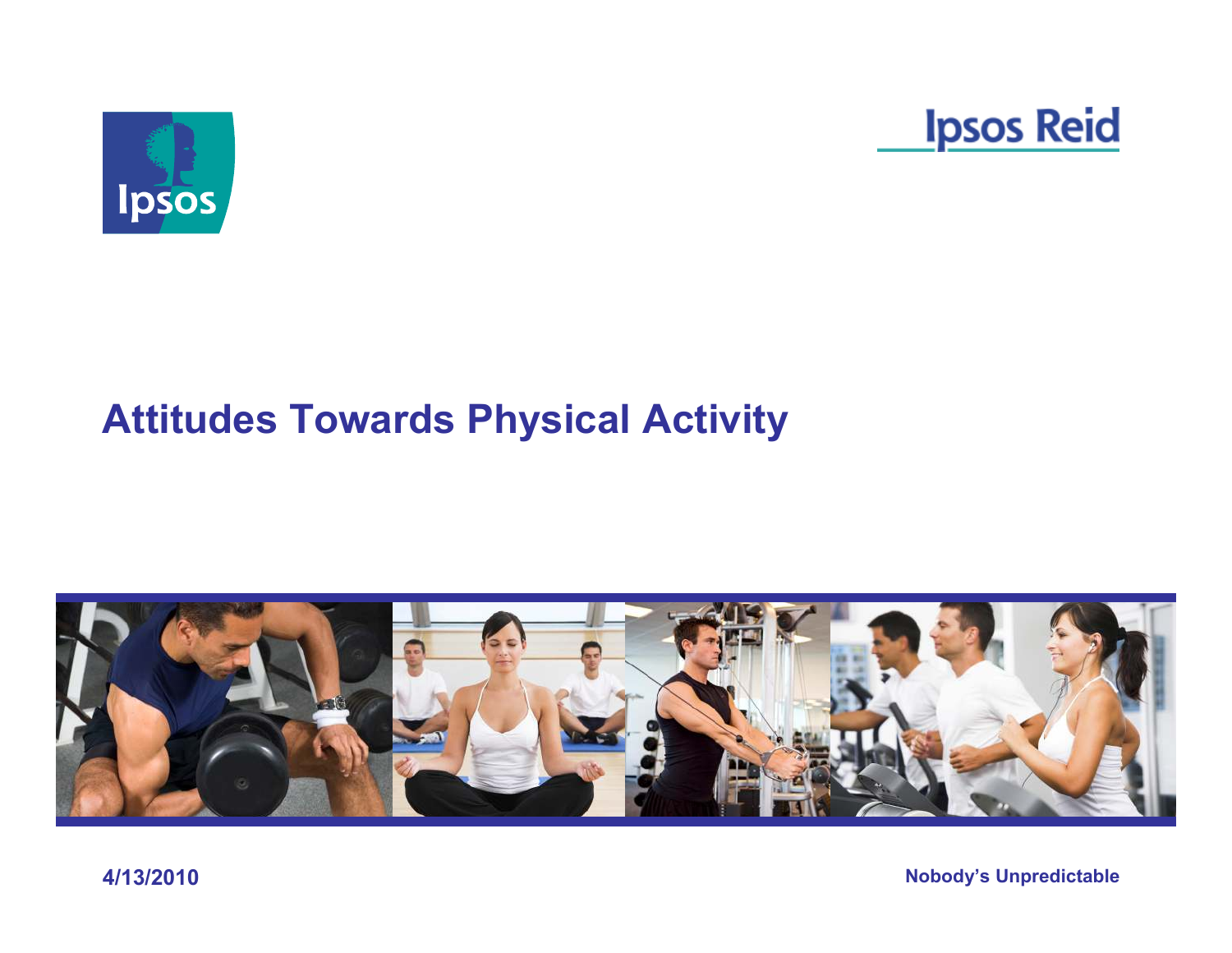# Attitudes Towards Physical Activity

4/13/2010

Nobody's Unpredictable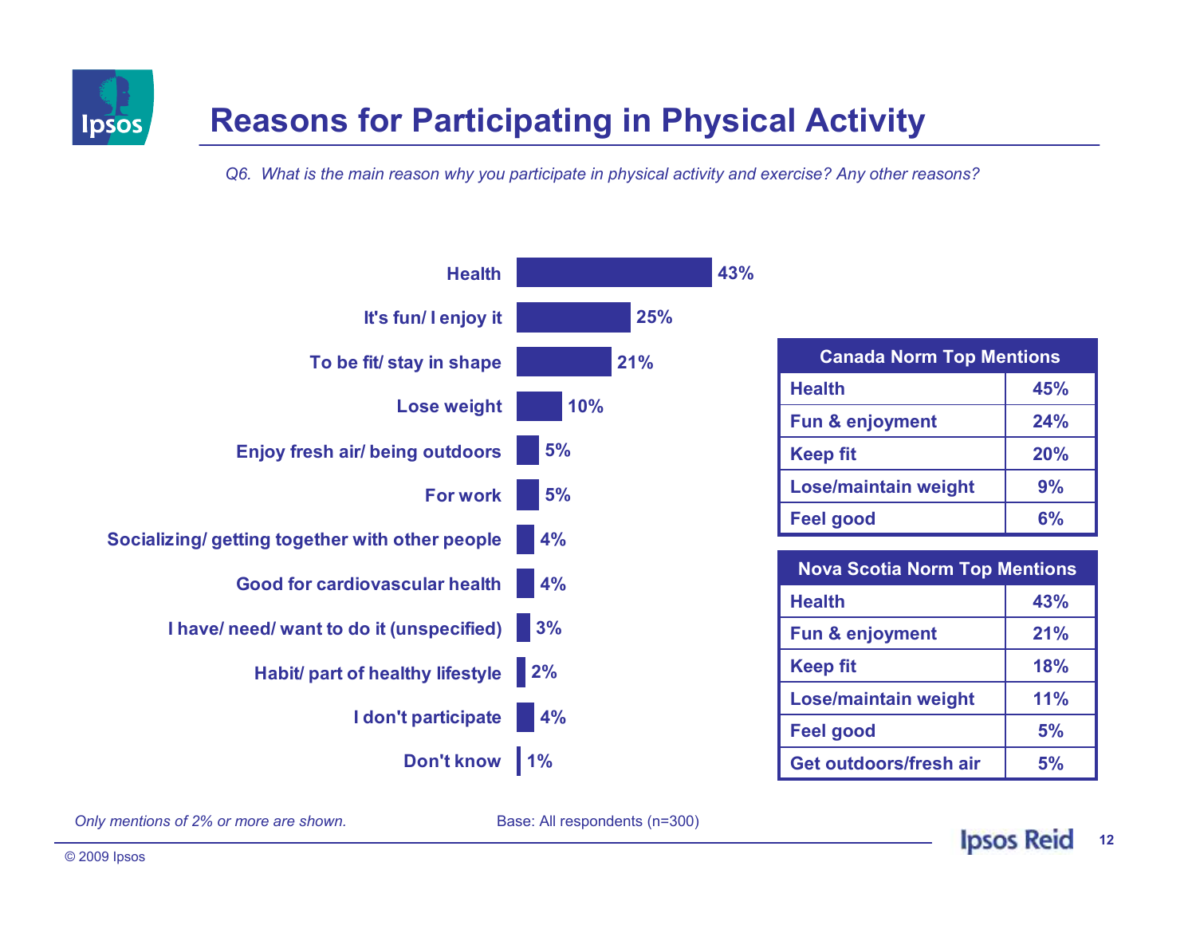# Reasons for Participating in Physical Activity

*Q6. What is the main reason why you participate in physical activity and exercise? Any other reasons?*

| Reason | % |
|---|---|
| Health | 43% |
| It's fun/ I enjoy it | 25% |
| To be fit/ stay in shape | 21% |
| Lose weight | 10% |
| Enjoy fresh air/ being outdoors | 5% |
| For work | 5% |
| Socializing/ getting together with other people | 4% |
| Good for cardiovascular health | 4% |
| I have/ need/ want to do it (unspecified) | 3% |
| Habit/ part of healthy lifestyle | 2% |
| I don't participate | 4% |
| Don't know | 1% |

| Canada Norm Top Mentions | |
|---|---|
| Health | 45% |
| Fun & enjoyment | 24% |
| Keep fit | 20% |
| Lose/maintain weight | 9% |
| Feel good | 6% |

| Nova Scotia Norm Top Mentions | |
|---|---|
| Health | 43% |
| Fun & enjoyment | 21% |
| Keep fit | 18% |
| Lose/maintain weight | 11% |
| Feel good | 5% |
| Get outdoors/fresh air | 5% |

*Only mentions of 2% or more are shown.*

Base: All respondents (n=300)

© 2009 Ipsos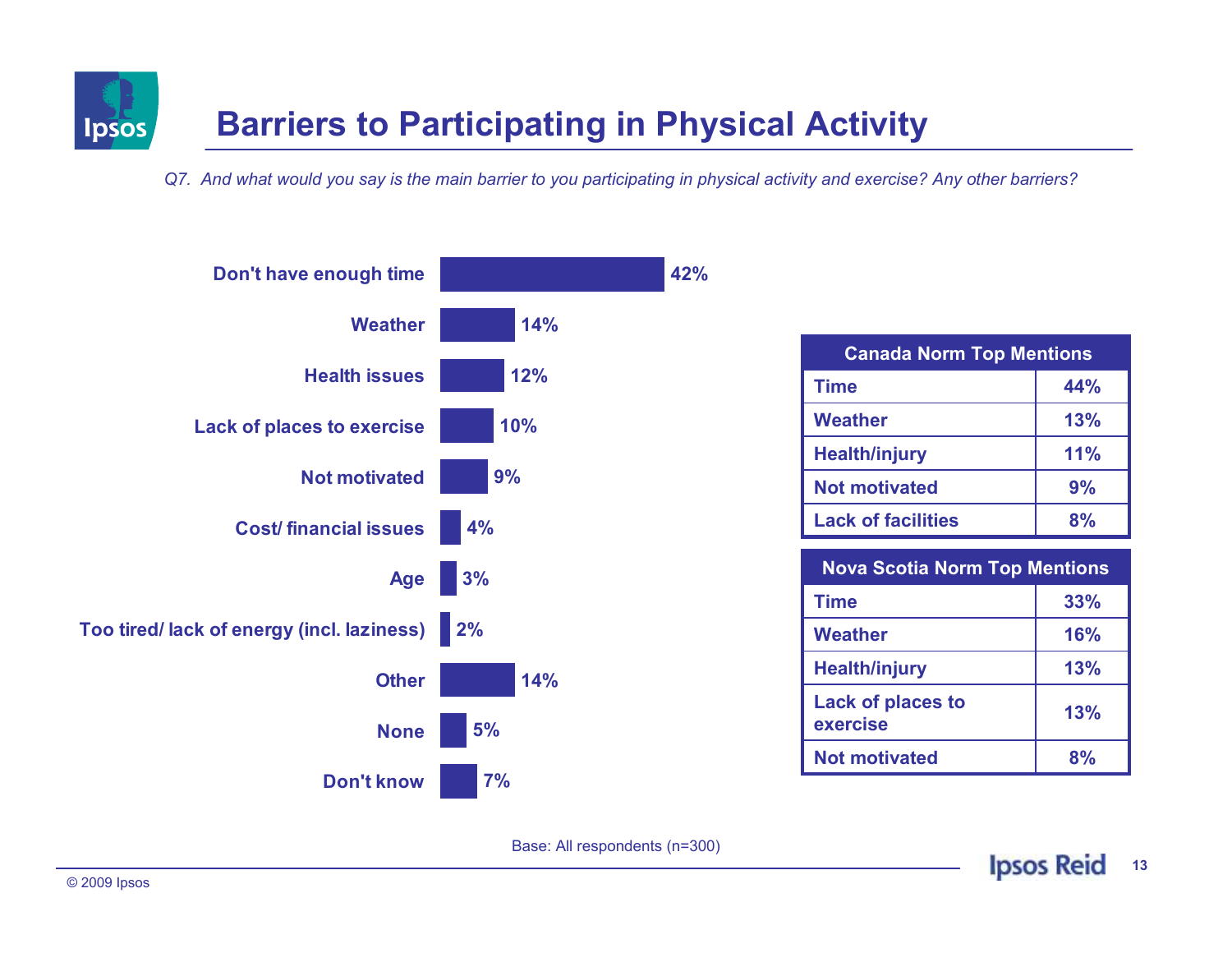# Barriers to Participating in Physical Activity

*Q7. And what would you say is the main barrier to you participating in physical activity and exercise? Any other barriers?*

| Barrier | % |
|---|---|
| Don't have enough time | 42% |
| Weather | 14% |
| Health issues | 12% |
| Lack of places to exercise | 10% |
| Not motivated | 9% |
| Cost/ financial issues | 4% |
| Age | 3% |
| Too tired/ lack of energy (incl. laziness) | 2% |
| Other | 14% |
| None | 5% |
| Don't know | 7% |

| Canada Norm Top Mentions | |
|---|---|
| Time | 44% |
| Weather | 13% |
| Health/injury | 11% |
| Not motivated | 9% |
| Lack of facilities | 8% |

| Nova Scotia Norm Top Mentions | |
|---|---|
| Time | 33% |
| Weather | 16% |
| Health/injury | 13% |
| Lack of places to exercise | 13% |
| Not motivated | 8% |

Base: All respondents (n=300)

© 2009 Ipsos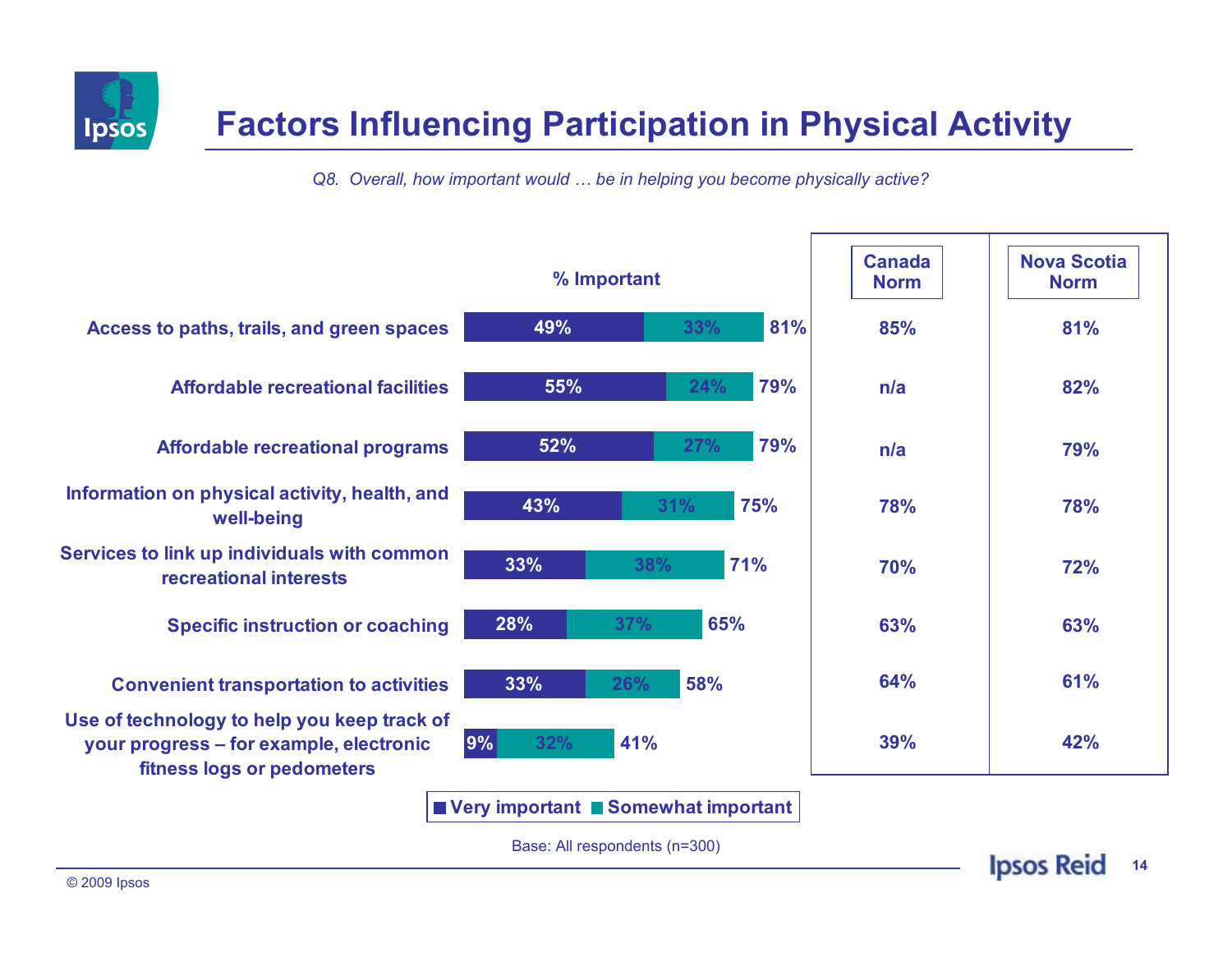# Factors Influencing Participation in Physical Activity

*Q8. Overall, how important would … be in helping you become physically active?*

| | Very important | Somewhat important | % Important | Canada Norm | Nova Scotia Norm |
|---|---|---|---|---|---|
| Access to paths, trails, and green spaces | 49% | 33% | 81% | 85% | 81% |
| Affordable recreational facilities | 55% | 24% | 79% | n/a | 82% |
| Affordable recreational programs | 52% | 27% | 79% | n/a | 79% |
| Information on physical activity, health, and well-being | 43% | 31% | 75% | 78% | 78% |
| Services to link up individuals with common recreational interests | 33% | 38% | 71% | 70% | 72% |
| Specific instruction or coaching | 28% | 37% | 65% | 63% | 63% |
| Convenient transportation to activities | 33% | 26% | 58% | 64% | 61% |
| Use of technology to help you keep track of your progress – for example, electronic fitness logs or pedometers | 9% | 32% | 41% | 39% | 42% |

Base: All respondents (n=300)

© 2009 Ipsos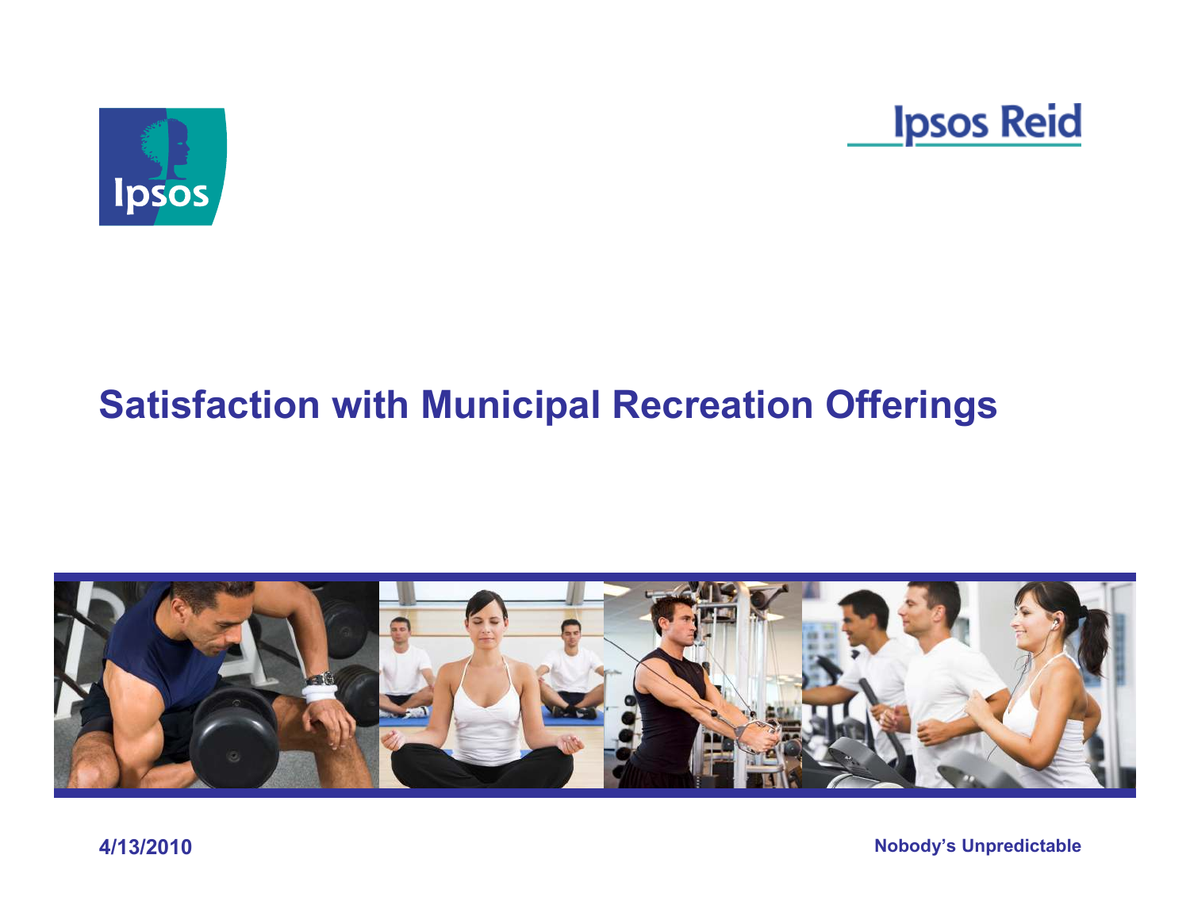# Satisfaction with Municipal Recreation Offerings

**4/13/2010**

**Nobody's Unpredictable**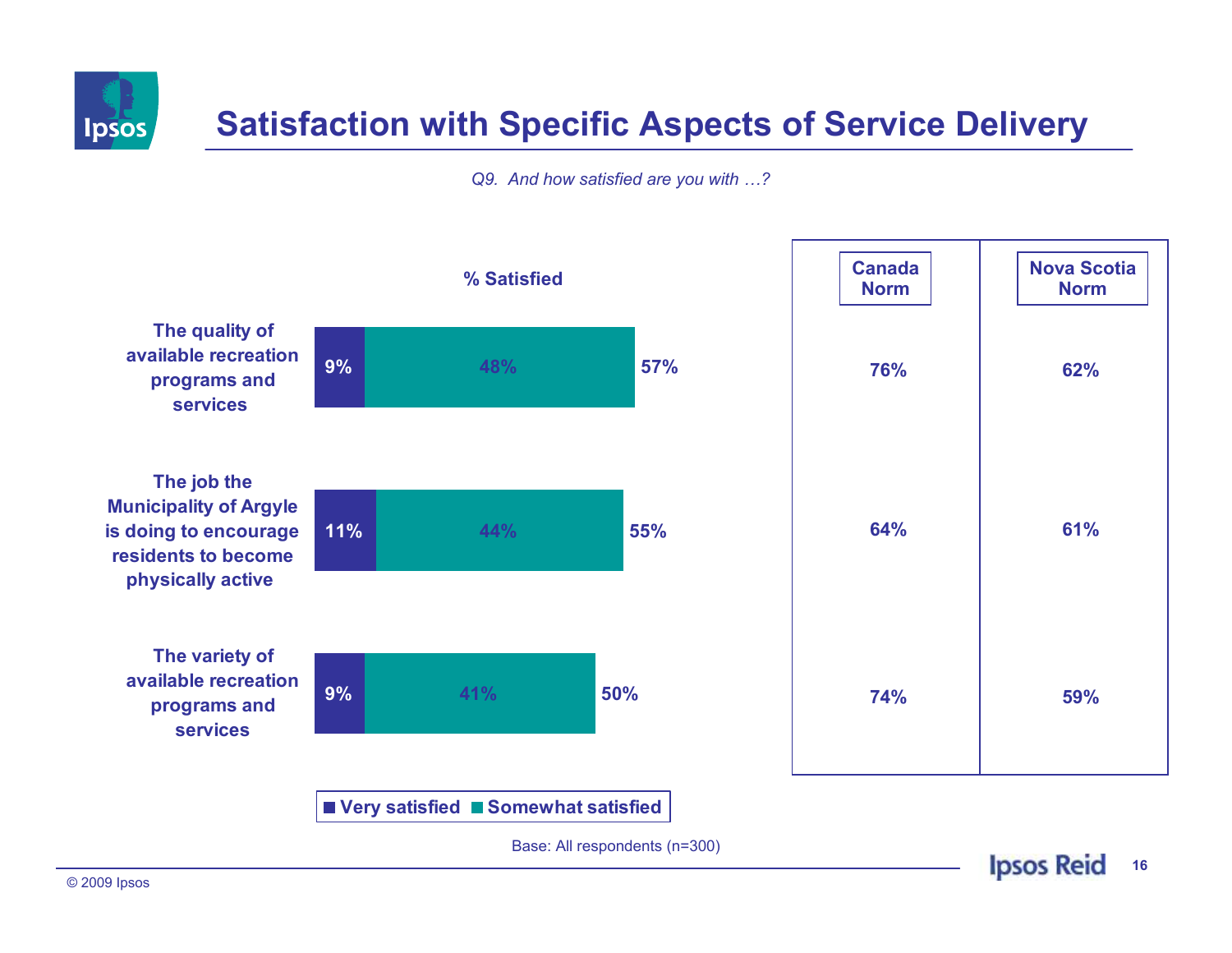# Satisfaction with Specific Aspects of Service Delivery

*Q9. And how satisfied are you with …?*

**% Satisfied**

| | Very satisfied | Somewhat satisfied | Total | Canada Norm | Nova Scotia Norm |
|---|---|---|---|---|---|
| The quality of available recreation programs and services | 9% | 48% | 57% | 76% | 62% |
| The job the Municipality of Argyle is doing to encourage residents to become physically active | 11% | 44% | 55% | 64% | 61% |
| The variety of available recreation programs and services | 9% | 41% | 50% | 74% | 59% |

Base: All respondents (n=300)

© 2009 Ipsos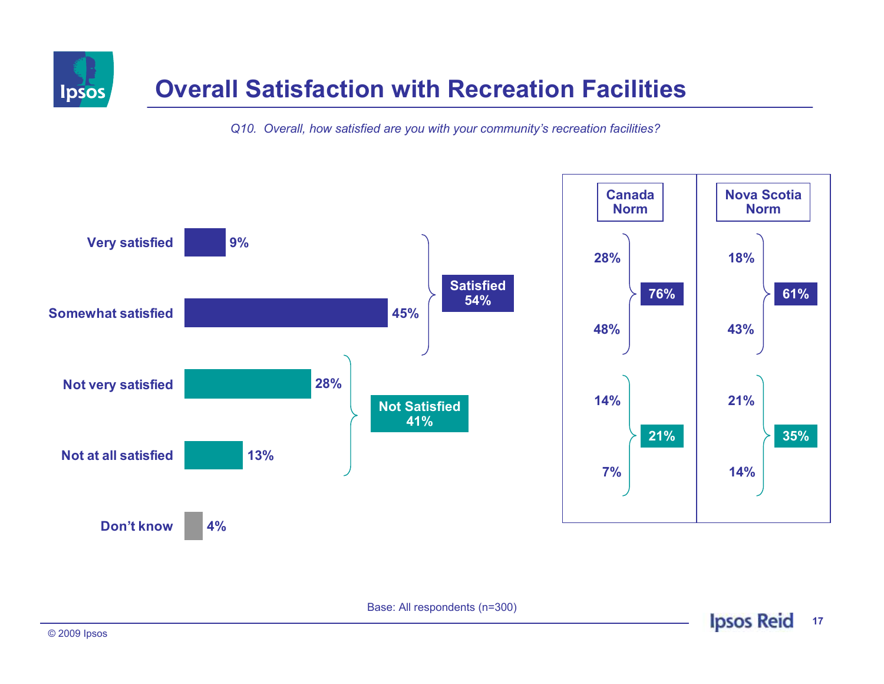# Overall Satisfaction with Recreation Facilities

*Q10. Overall, how satisfied are you with your community's recreation facilities?*

| Response | Total | Canada Norm | Nova Scotia Norm |
|---|---|---|---|
| Very satisfied | 9% | 28% | 18% |
| Somewhat satisfied | 45% | 48% | 43% |
| **Satisfied** | **54%** | **76%** | **61%** |
| Not very satisfied | 28% | 14% | 21% |
| Not at all satisfied | 13% | 7% | 14% |
| **Not Satisfied** | **41%** | **21%** | **35%** |
| Don't know | 4% | | |

Base: All respondents (n=300)

© 2009 Ipsos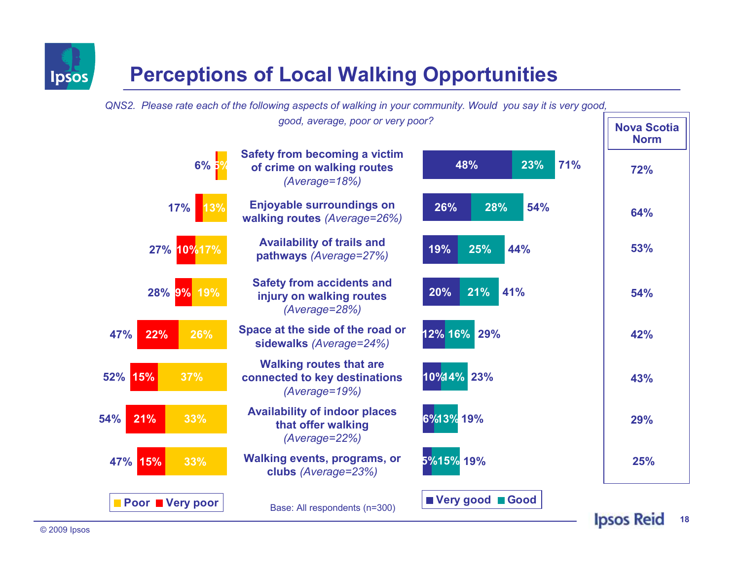# Perceptions of Local Walking Opportunities

*QNS2. Please rate each of the following aspects of walking in your community. Would you say it is very good, good, average, poor or very poor?*

| Total Poor/Very poor | Very poor | Poor | Aspect | Very good | Good | Total Very good/Good | Nova Scotia Norm |
|---|---|---|---|---|---|---|---|
| 6% | | 5% | **Safety from becoming a victim of crime on walking routes** *(Average=18%)* | 48% | 23% | 71% | 72% |
| 17% | | 13% | **Enjoyable surroundings on walking routes** *(Average=26%)* | 26% | 28% | 54% | 64% |
| 27% | 10% | 17% | **Availability of trails and pathways** *(Average=27%)* | 19% | 25% | 44% | 53% |
| 28% | 9% | 19% | **Safety from accidents and injury on walking routes** *(Average=28%)* | 20% | 21% | 41% | 54% |
| 47% | 22% | 26% | **Space at the side of the road or sidewalks** *(Average=24%)* | 12% | 16% | 29% | 42% |
| 52% | 15% | 37% | **Walking routes that are connected to key destinations** *(Average=19%)* | 10% | 14% | 23% | 43% |
| 54% | 21% | 33% | **Availability of indoor places that offer walking** *(Average=22%)* | 6% | 13% | 19% | 29% |
| 47% | 15% | 33% | **Walking events, programs, or clubs** *(Average=23%)* | 5% | 15% | 19% | 25% |

Base: All respondents (n=300)

© 2009 Ipsos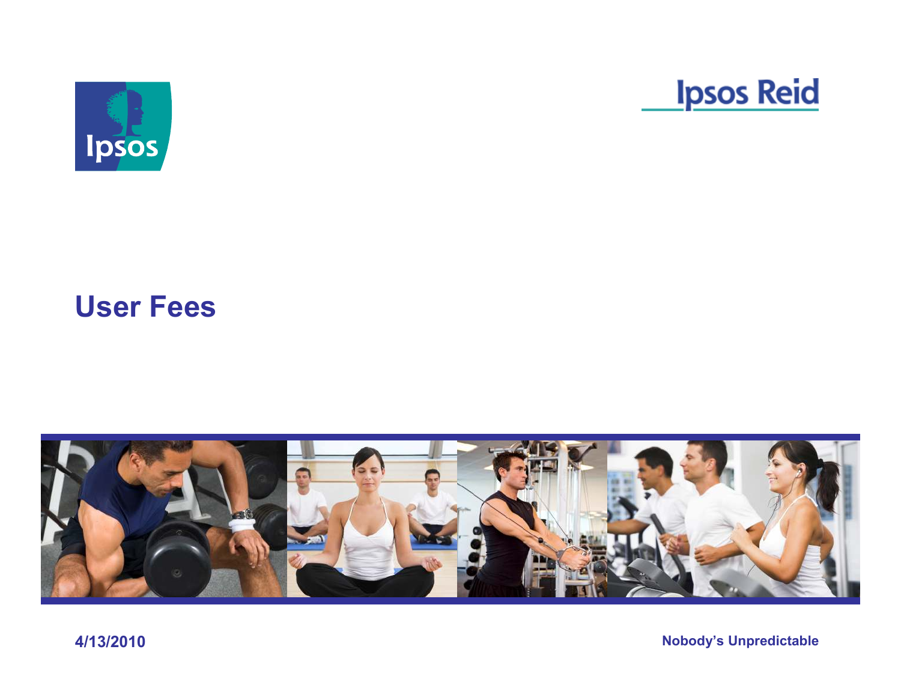# User Fees

4/13/2010

Nobody's Unpredictable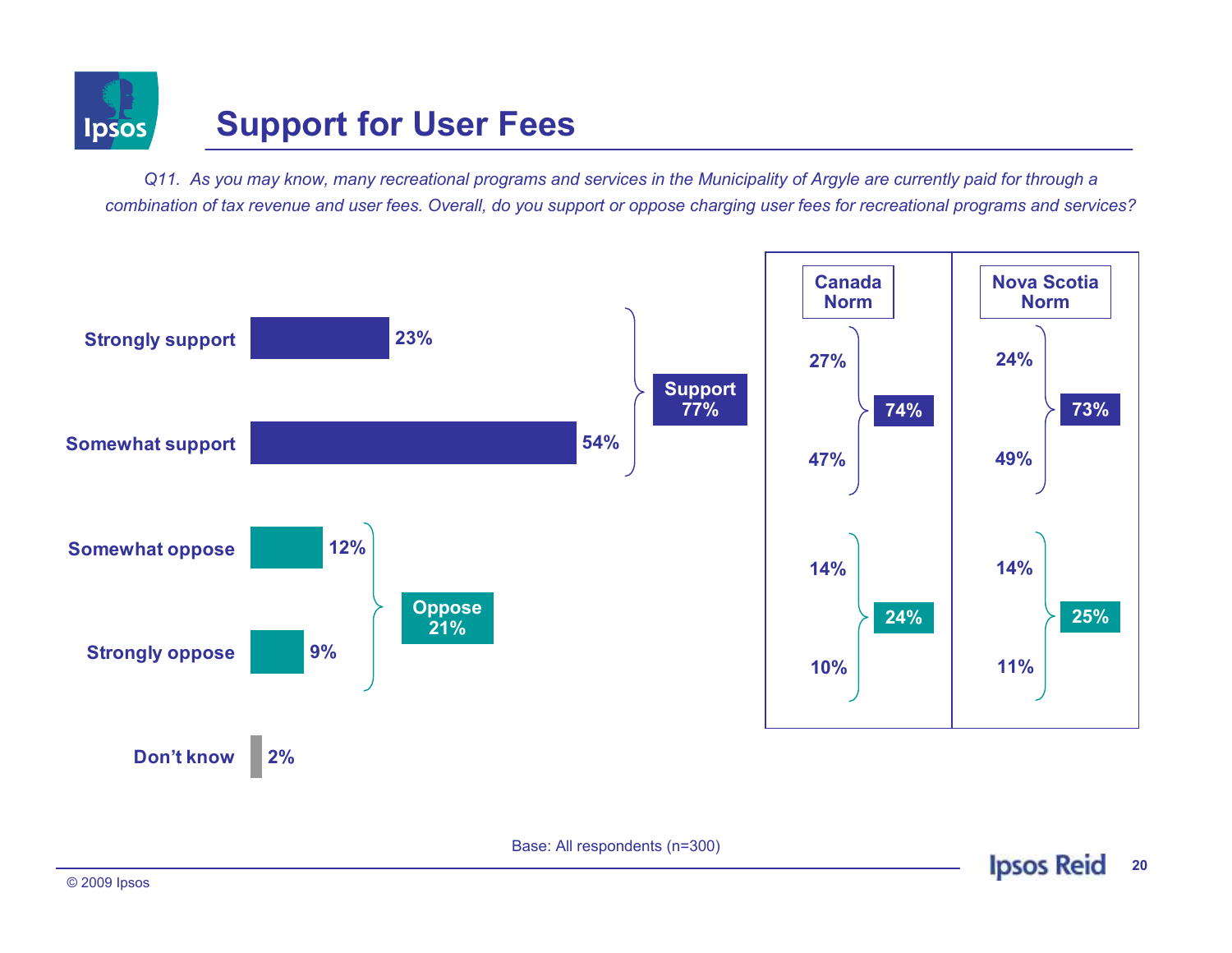# Support for User Fees

*Q11. As you may know, many recreational programs and services in the Municipality of Argyle are currently paid for through a combination of tax revenue and user fees. Overall, do you support or oppose charging user fees for recreational programs and services?*

| Response | Argyle | Canada Norm | Nova Scotia Norm |
|---|---|---|---|
| Strongly support | 23% | 27% | 24% |
| Somewhat support | 54% | 47% | 49% |
| **Support** | **77%** | **74%** | **73%** |
| Somewhat oppose | 12% | 14% | 14% |
| Strongly oppose | 9% | 10% | 11% |
| **Oppose** | **21%** | **24%** | **25%** |
| Don't know | 2% | | |

Base: All respondents (n=300)

© 2009 Ipsos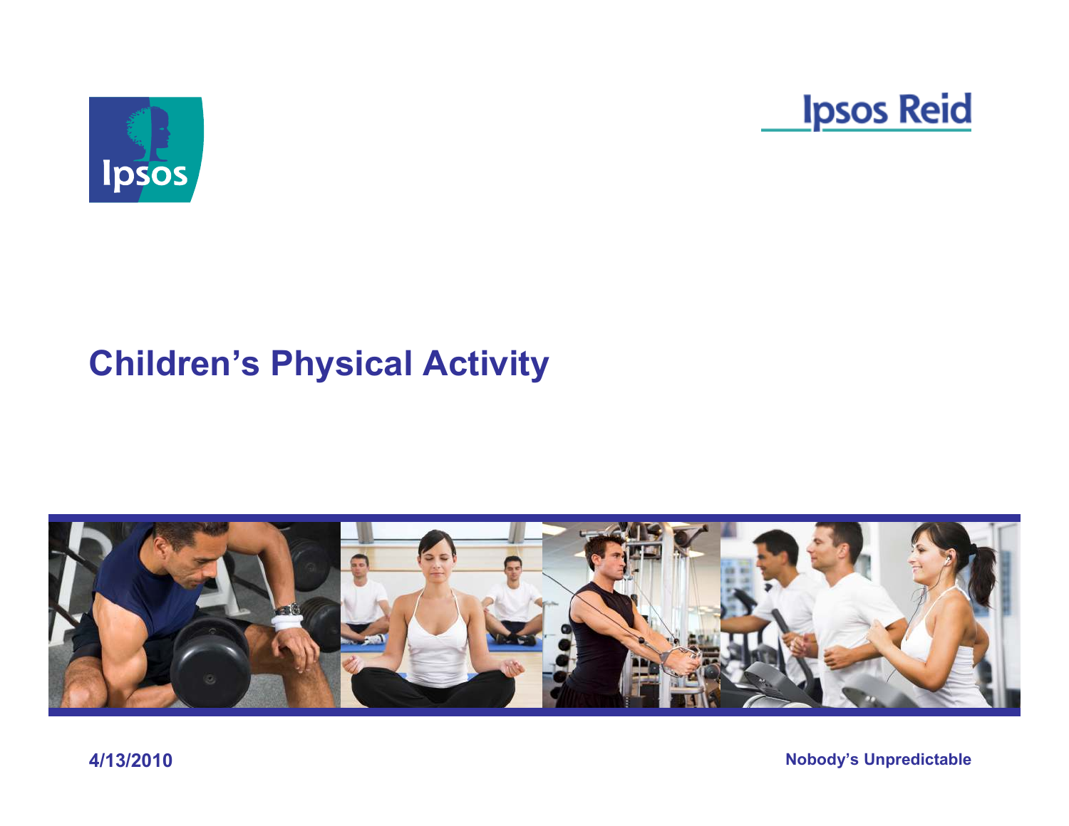# Children's Physical Activity

4/13/2010

Nobody's Unpredictable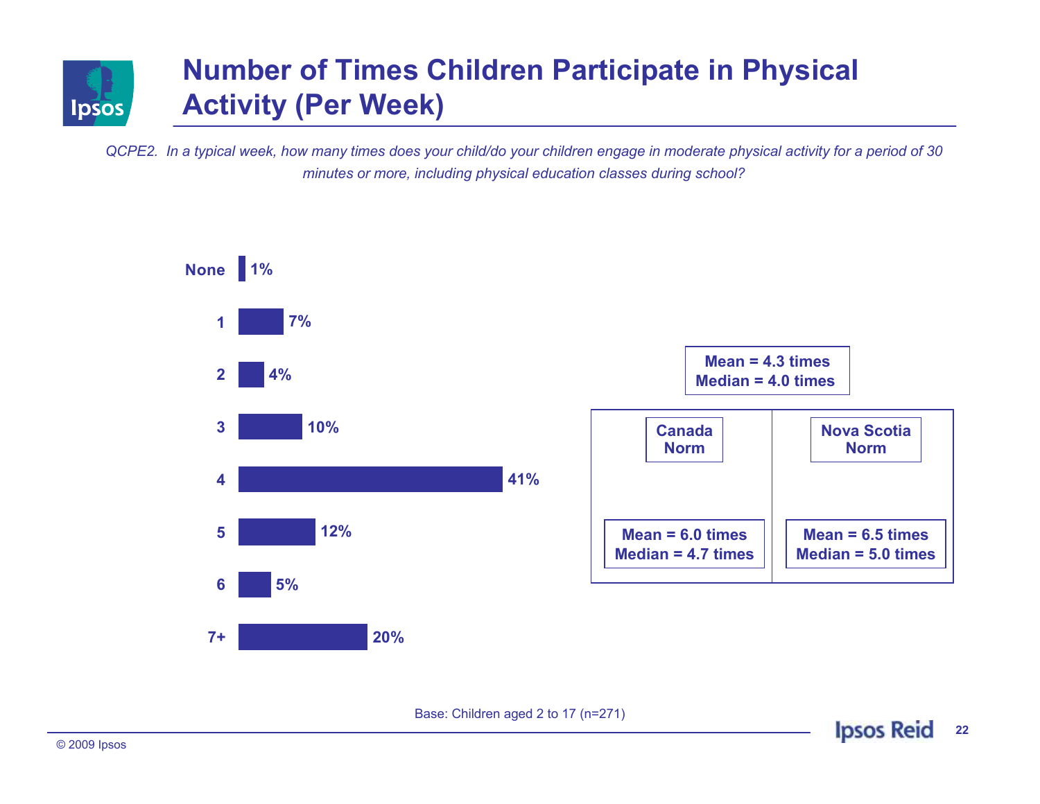# Number of Times Children Participate in Physical Activity (Per Week)

*QCPE2. In a typical week, how many times does your child/do your children engage in moderate physical activity for a period of 30 minutes or more, including physical education classes during school?*

| Times per week | % |
|---|---|
| None | 1% |
| 1 | 7% |
| 2 | 4% |
| 3 | 10% |
| 4 | 41% |
| 5 | 12% |
| 6 | 5% |
| 7+ | 20% |

**Mean = 4.3 times**
**Median = 4.0 times**

| Canada Norm | Nova Scotia Norm |
|---|---|
| Mean = 6.0 times | Mean = 6.5 times |
| Median = 4.7 times | Median = 5.0 times |

Base: Children aged 2 to 17 (n=271)

© 2009 Ipsos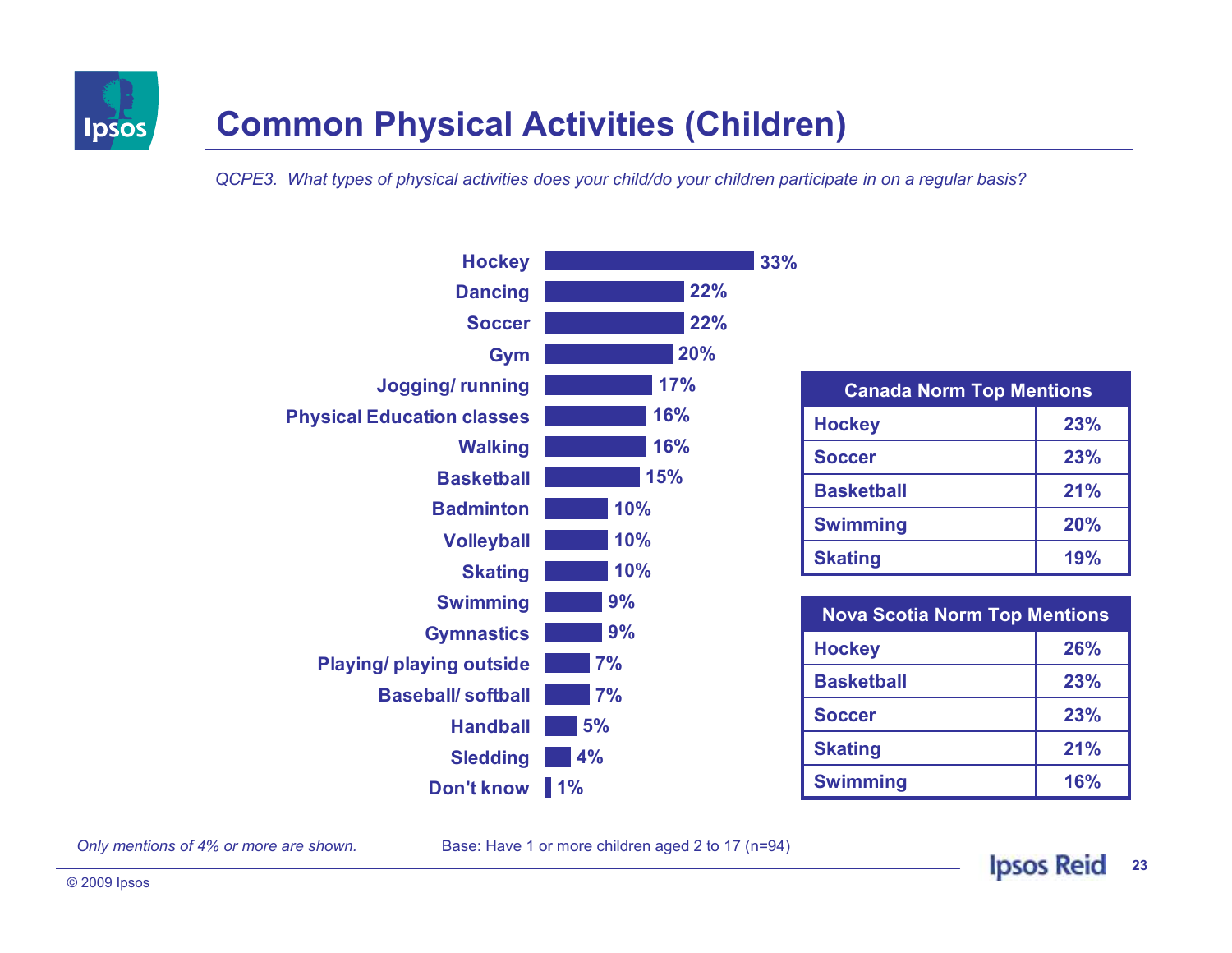# Common Physical Activities (Children)

*QCPE3. What types of physical activities does your child/do your children participate in on a regular basis?*

| Activity | % |
|---|---|
| Hockey | 33% |
| Dancing | 22% |
| Soccer | 22% |
| Gym | 20% |
| Jogging/ running | 17% |
| Physical Education classes | 16% |
| Walking | 16% |
| Basketball | 15% |
| Badminton | 10% |
| Volleyball | 10% |
| Skating | 10% |
| Swimming | 9% |
| Gymnastics | 9% |
| Playing/ playing outside | 7% |
| Baseball/ softball | 7% |
| Handball | 5% |
| Sledding | 4% |
| Don't know | 1% |

| Canada Norm Top Mentions | |
|---|---|
| Hockey | 23% |
| Soccer | 23% |
| Basketball | 21% |
| Swimming | 20% |
| Skating | 19% |

| Nova Scotia Norm Top Mentions | |
|---|---|
| Hockey | 26% |
| Basketball | 23% |
| Soccer | 23% |
| Skating | 21% |
| Swimming | 16% |

*Only mentions of 4% or more are shown.*

Base: Have 1 or more children aged 2 to 17 (n=94)

© 2009 Ipsos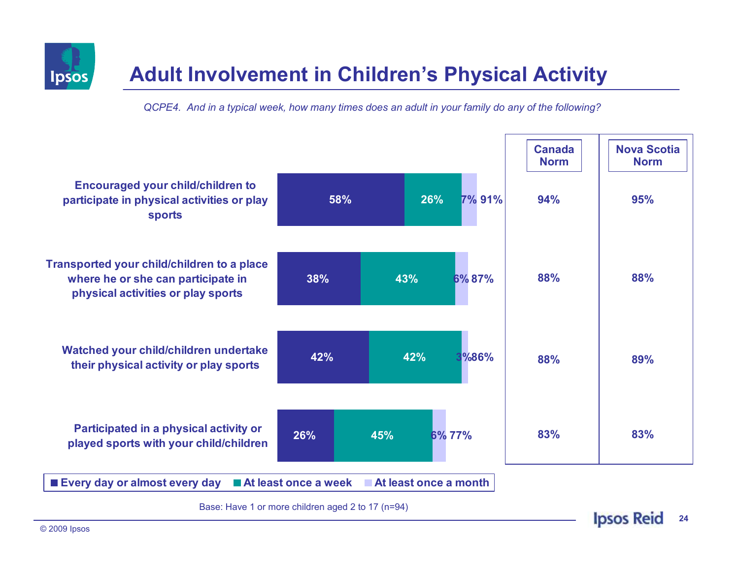# Adult Involvement in Children's Physical Activity

*QCPE4. And in a typical week, how many times does an adult in your family do any of the following?*

| | Every day or almost every day | At least once a week | At least once a month | Total | Canada Norm | Nova Scotia Norm |
|---|---|---|---|---|---|---|
| Encouraged your child/children to participate in physical activities or play sports | 58% | 26% | 7% | 91% | 94% | 95% |
| Transported your child/children to a place where he or she can participate in physical activities or play sports | 38% | 43% | 6% | 87% | 88% | 88% |
| Watched your child/children undertake their physical activity or play sports | 42% | 42% | 3% | 86% | 88% | 89% |
| Participated in a physical activity or played sports with your child/children | 26% | 45% | 6% | 77% | 83% | 83% |

Base: Have 1 or more children aged 2 to 17 (n=94)

© 2009 Ipsos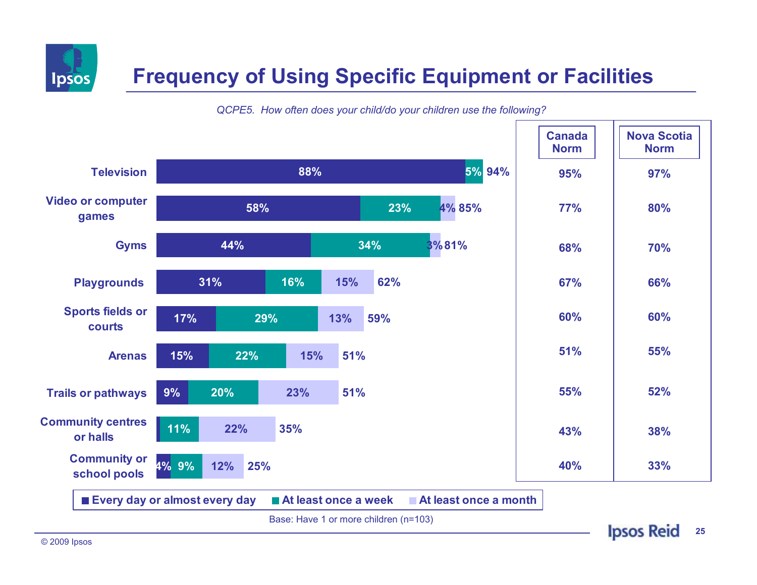# Frequency of Using Specific Equipment or Facilities

*QCPE5. How often does your child/do your children use the following?*

| | Every day or almost every day | At least once a week | At least once a month | Total | Canada Norm | Nova Scotia Norm |
|---|---|---|---|---|---|---|
| Television | 88% | 5% | | 94% | 95% | 97% |
| Video or computer games | 58% | 23% | 4% | 85% | 77% | 80% |
| Gyms | 44% | 34% | 3% | 81% | 68% | 70% |
| Playgrounds | 31% | 16% | 15% | 62% | 67% | 66% |
| Sports fields or courts | 17% | 29% | 13% | 59% | 60% | 60% |
| Arenas | 15% | 22% | 15% | 51% | 51% | 55% |
| Trails or pathways | 9% | 20% | 23% | 51% | 55% | 52% |
| Community centres or halls | | 11% | 22% | 35% | 43% | 38% |
| Community or school pools | 4% | 9% | 12% | 25% | 40% | 33% |

Base: Have 1 or more children (n=103)

© 2009 Ipsos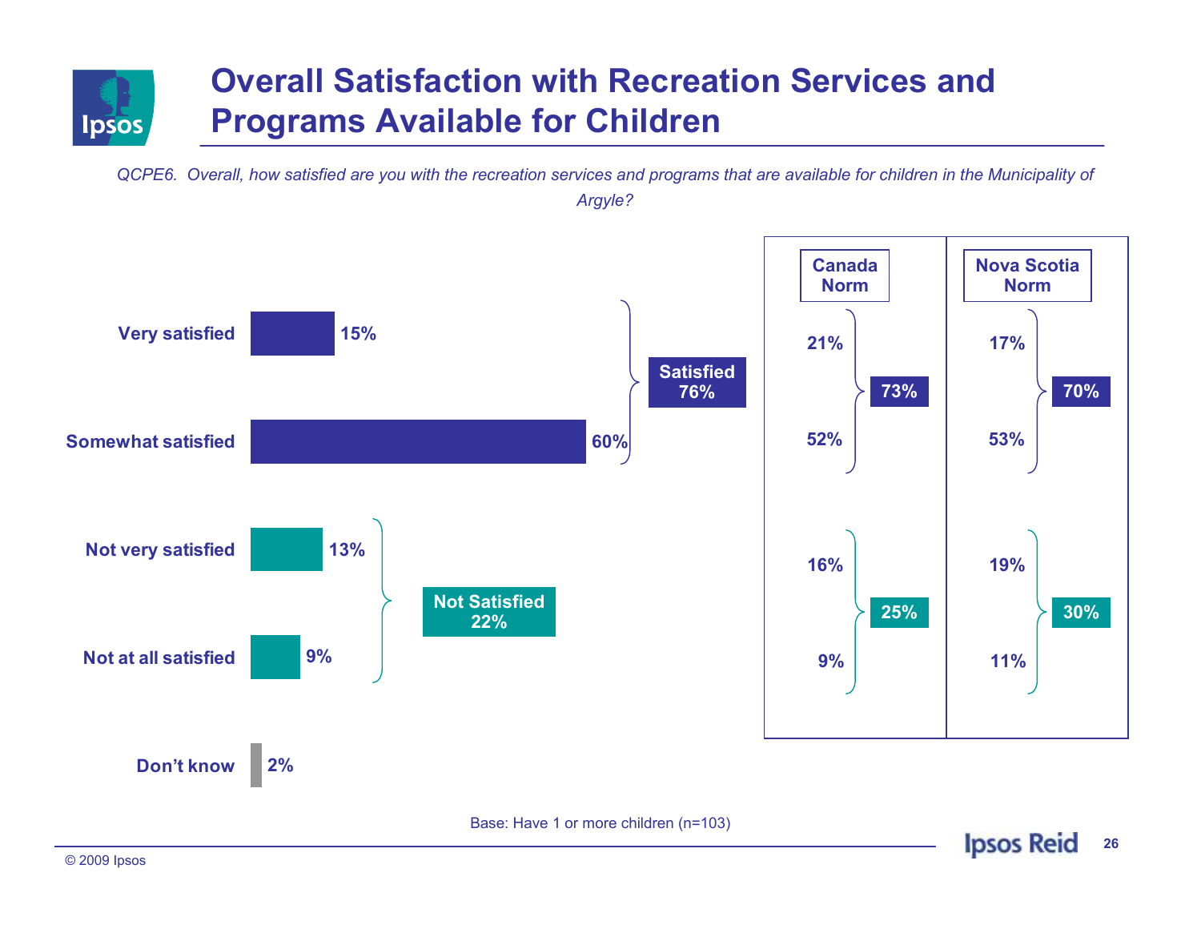# Overall Satisfaction with Recreation Services and Programs Available for Children

*QCPE6. Overall, how satisfied are you with the recreation services and programs that are available for children in the Municipality of Argyle?*

| | Argyle | | Canada Norm | | Nova Scotia Norm | |
|---|---|---|---|---|---|---|
| Very satisfied | 15% | Satisfied 76% | 21% | 73% | 17% | 70% |
| Somewhat satisfied | 60% | | 52% | | 53% | |
| Not very satisfied | 13% | Not Satisfied 22% | 16% | 25% | 19% | 30% |
| Not at all satisfied | 9% | | 9% | | 11% | |
| Don't know | 2% | | | | | |

Base: Have 1 or more children (n=103)

© 2009 Ipsos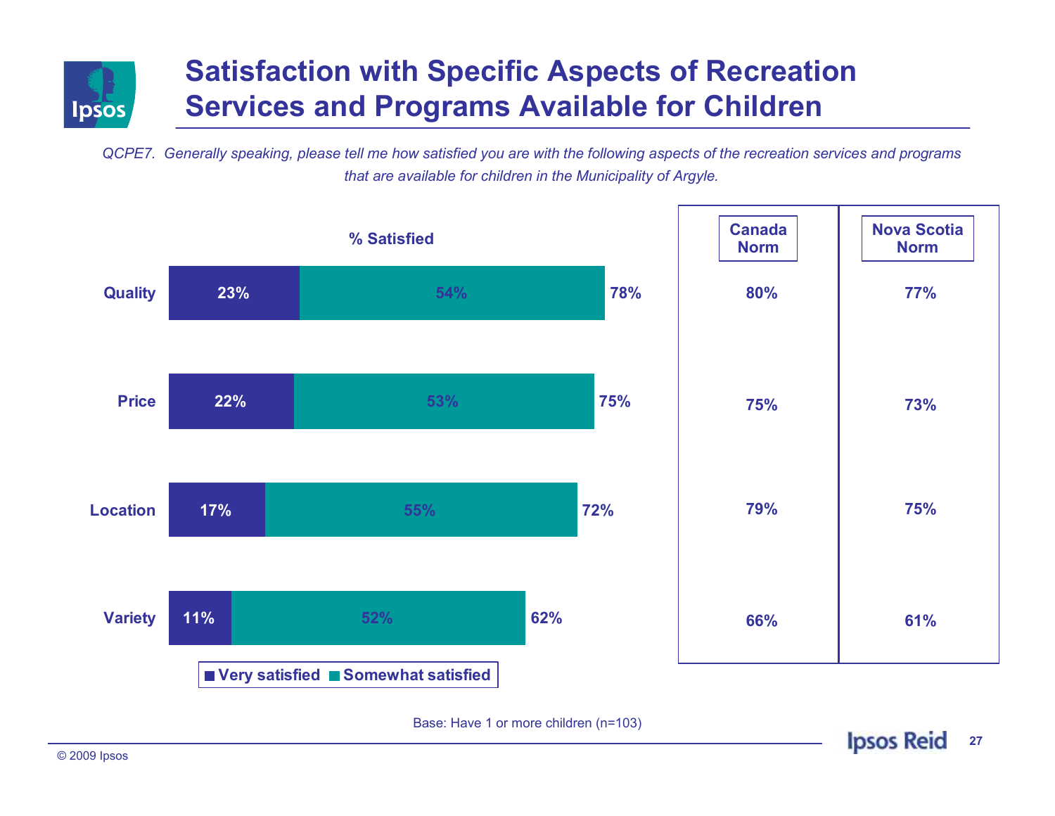# Satisfaction with Specific Aspects of Recreation Services and Programs Available for Children

*QCPE7. Generally speaking, please tell me how satisfied you are with the following aspects of the recreation services and programs that are available for children in the Municipality of Argyle.*

**% Satisfied**

| | Very satisfied | Somewhat satisfied | Total | Canada Norm | Nova Scotia Norm |
|---|---|---|---|---|---|
| Quality | 23% | 54% | 78% | 80% | 77% |
| Price | 22% | 53% | 75% | 75% | 73% |
| Location | 17% | 55% | 72% | 79% | 75% |
| Variety | 11% | 52% | 62% | 66% | 61% |

Base: Have 1 or more children (n=103)

© 2009 Ipsos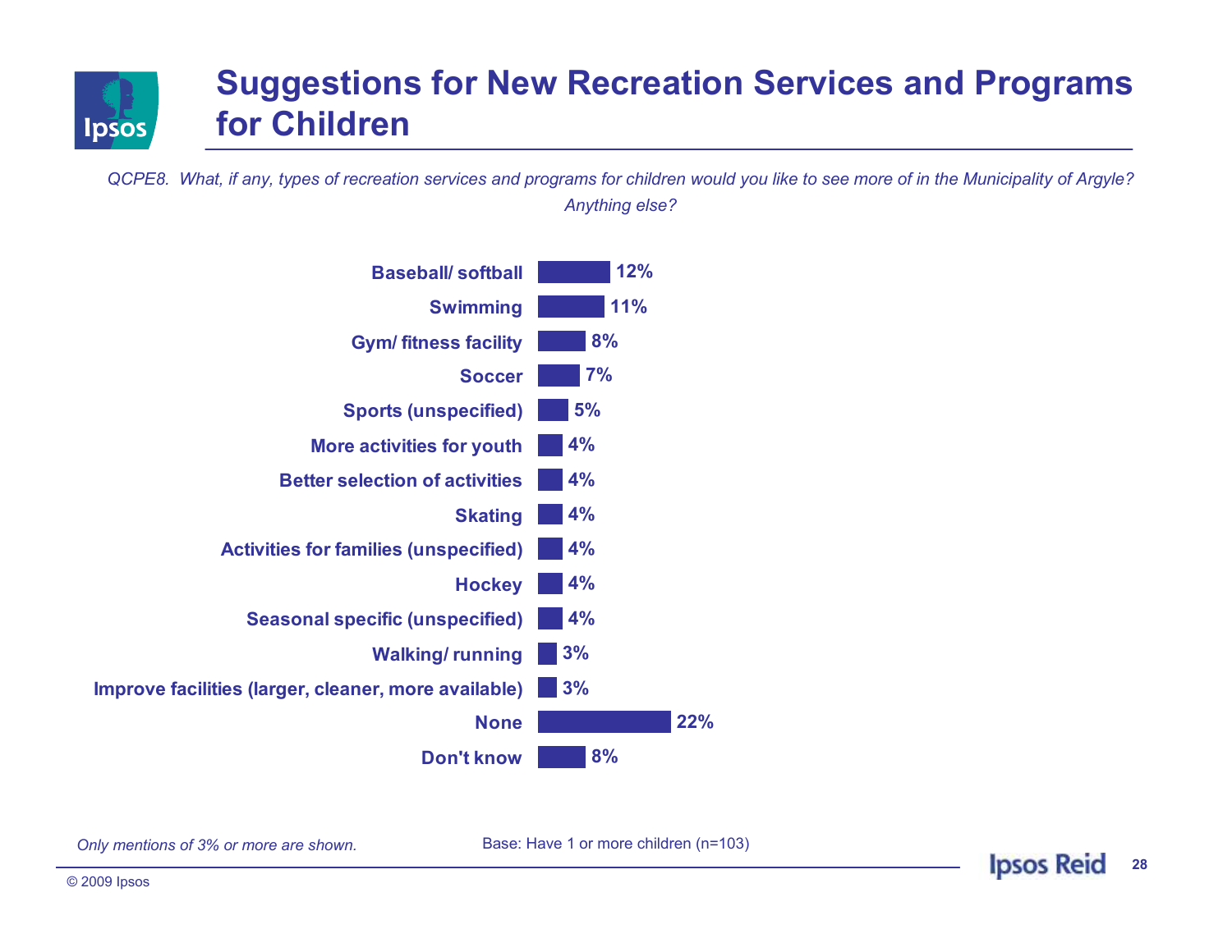# Suggestions for New Recreation Services and Programs for Children

*QCPE8. What, if any, types of recreation services and programs for children would you like to see more of in the Municipality of Argyle? Anything else?*

| Suggestion | % |
|---|---|
| Baseball/ softball | 12% |
| Swimming | 11% |
| Gym/ fitness facility | 8% |
| Soccer | 7% |
| Sports (unspecified) | 5% |
| More activities for youth | 4% |
| Better selection of activities | 4% |
| Skating | 4% |
| Activities for families (unspecified) | 4% |
| Hockey | 4% |
| Seasonal specific (unspecified) | 4% |
| Walking/ running | 3% |
| Improve facilities (larger, cleaner, more available) | 3% |
| None | 22% |
| Don't know | 8% |

*Only mentions of 3% or more are shown.*

Base: Have 1 or more children (n=103)

© 2009 Ipsos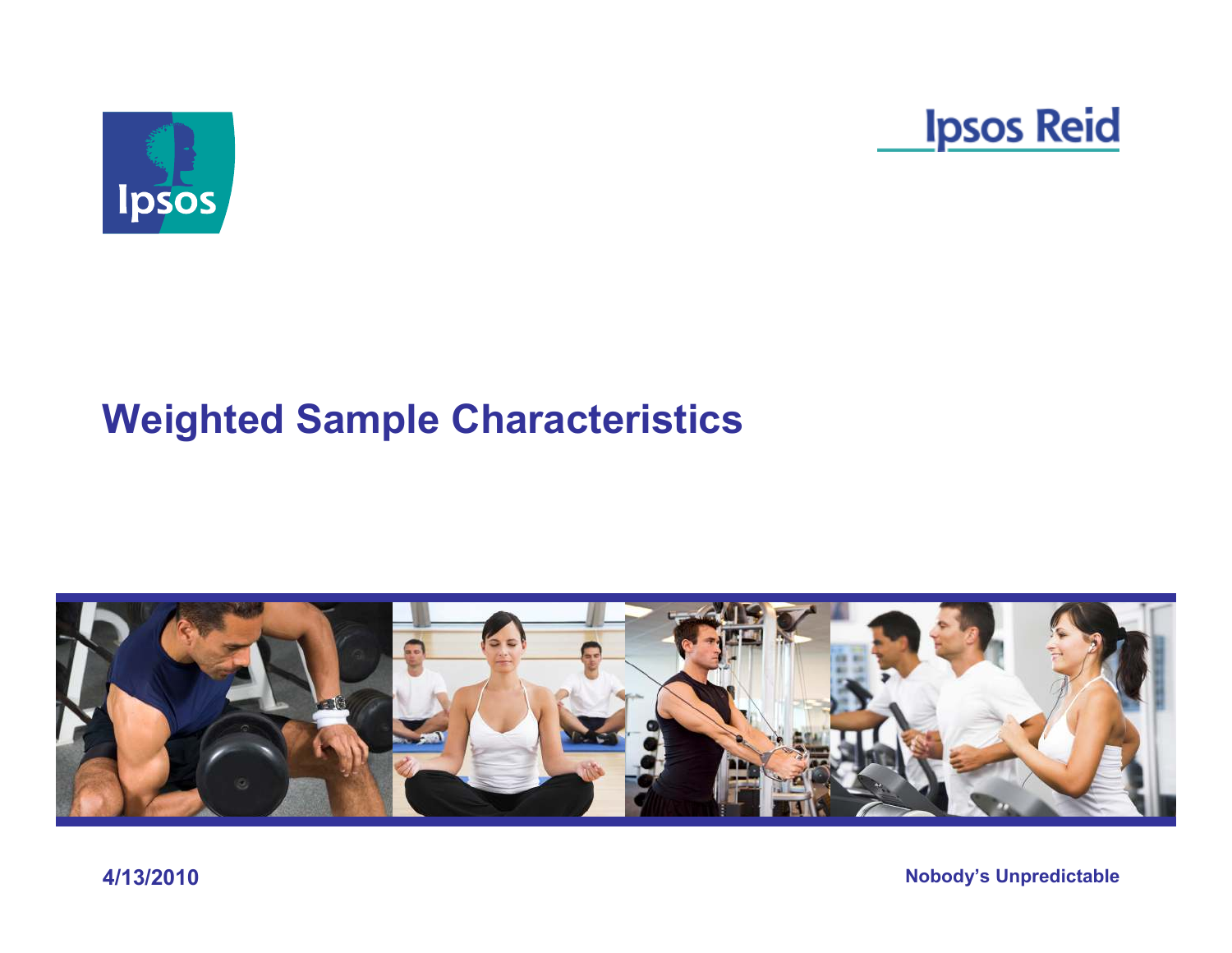# Weighted Sample Characteristics

4/13/2010

Nobody's Unpredictable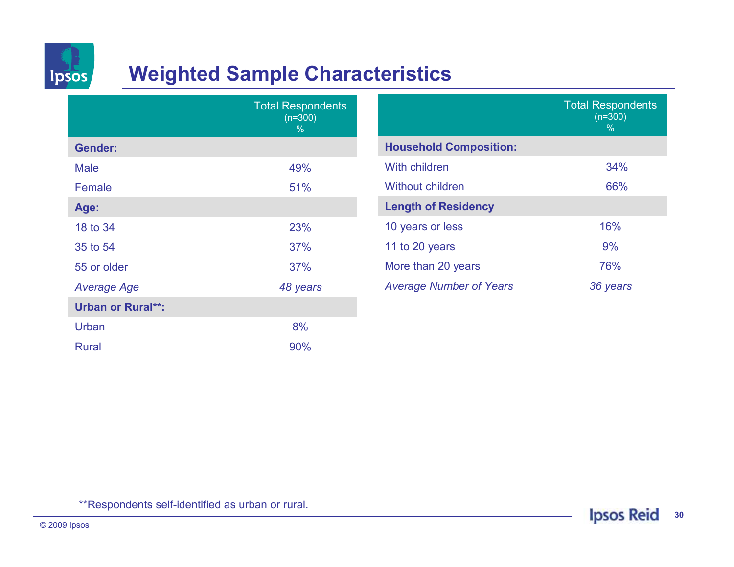# Weighted Sample Characteristics

| | Total Respondents (n=300) % |
|---|---|
| **Gender:** | |
| Male | 49% |
| Female | 51% |
| **Age:** | |
| 18 to 34 | 23% |
| 35 to 54 | 37% |
| 55 or older | 37% |
| *Average Age* | *48 years* |
| **Urban or Rural**:** | |
| Urban | 8% |
| Rural | 90% |

| | Total Respondents (n=300) % |
|---|---|
| **Household Composition:** | |
| With children | 34% |
| Without children | 66% |
| **Length of Residency** | |
| 10 years or less | 16% |
| 11 to 20 years | 9% |
| More than 20 years | 76% |
| *Average Number of Years* | *36 years* |

**Respondents self-identified as urban or rural.

© 2009 Ipsos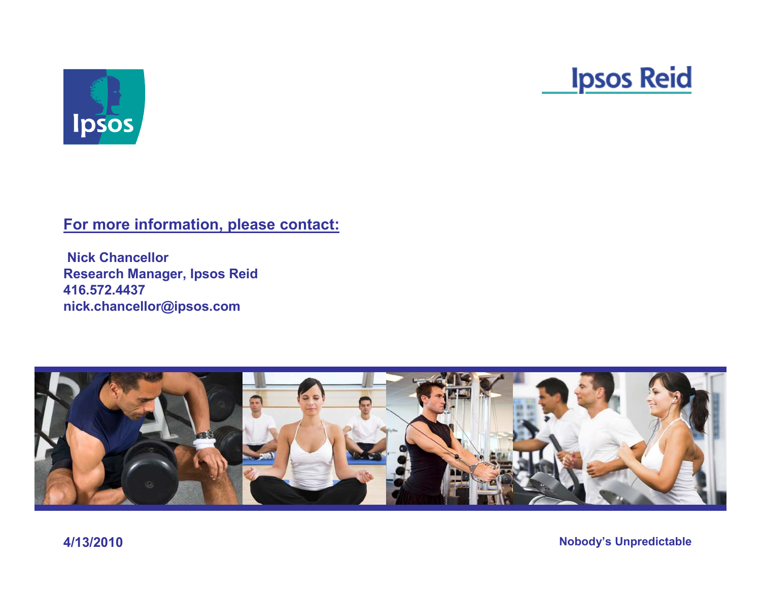**For more information, please contact:**

**Nick Chancellor**
**Research Manager, Ipsos Reid**
**416.572.4437**
**nick.chancellor@ipsos.com**

**4/13/2010**

**Nobody's Unpredictable**